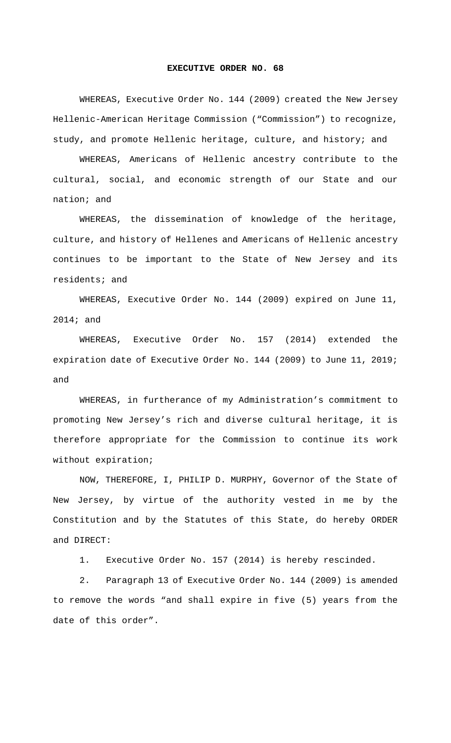# EXECUTIVE ORDER NO. 68

WHEREAS, Executive Order No. 144 (2009) created the New Jersey Hellenic-American Heritage Commission ("Commission") to recognize, study, and promote Hellenic heritage, culture, and history; and

WHEREAS, Americans of Hellenic ancestry contribute to the cultural, social, and economic strength of our State and our nation; and

WHEREAS, the dissemination of knowledge of the heritage, culture, and history of Hellenes and Americans of Hellenic ancestry continues to be important to the State of New Jersey and its residents; and

WHEREAS, Executive Order No. 144 (2009) expired on June 11, 2014; and

WHEREAS, Executive Order No. 157 (2014) extended the expiration date of Executive Order No. 144 (2009) to June 11, 2019; and

WHEREAS, in furtherance of my Administration's commitment to promoting New Jersey's rich and diverse cultural heritage, it is therefore appropriate for the Commission to continue its work without expiration;

NOW, THEREFORE, I, PHILIP D. MURPHY, Governor of the State of New Jersey, by virtue of the authority vested in me by the Constitution and by the Statutes of this State, do hereby ORDER and DIRECT:

1. Executive Order No. 157 (2014) is hereby rescinded.

2. Paragraph 13 of Executive Order No. 144 (2009) is amended to remove the words "and shall expire in five (5) years from the date of this order".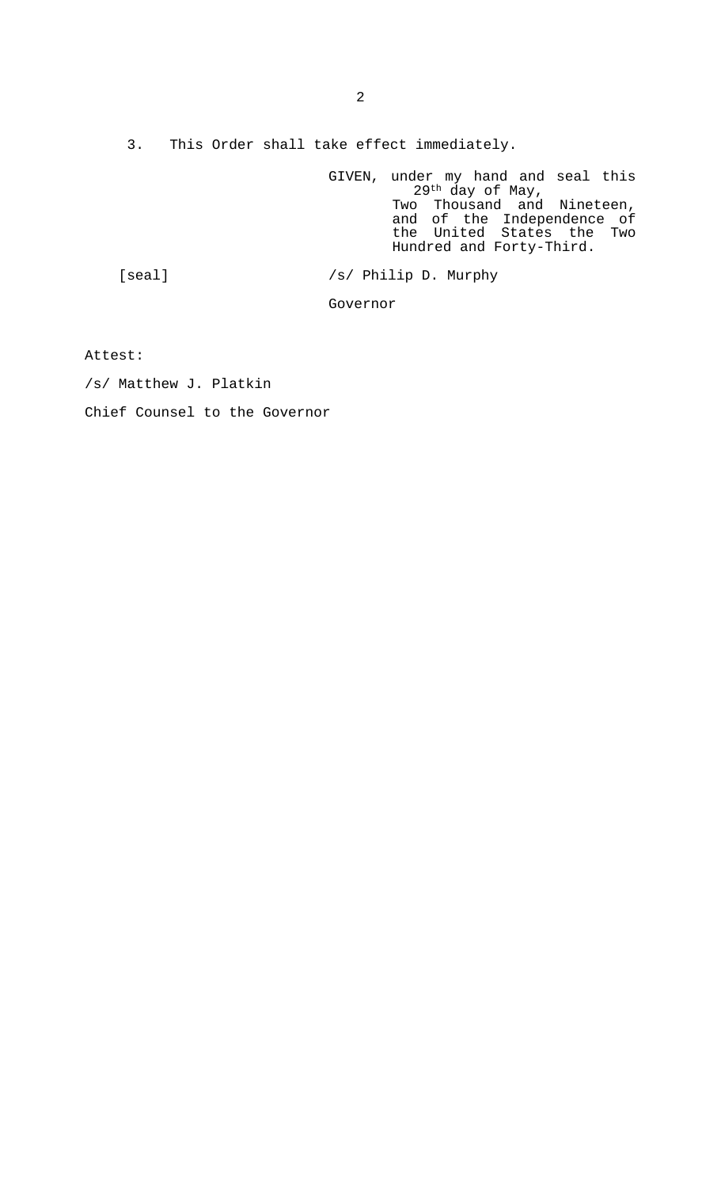3. This Order shall take effect immediately.

GIVEN, under my hand and seal this 29th day of May, Two Thousand and Nineteen, and of the Independence of the United States the Two Hundred and Forty-Third.

[seal]

/s/ Philip D. Murphy

Governor

Attest:

/s/ Matthew J. Platkin

Chief Counsel to the Governor